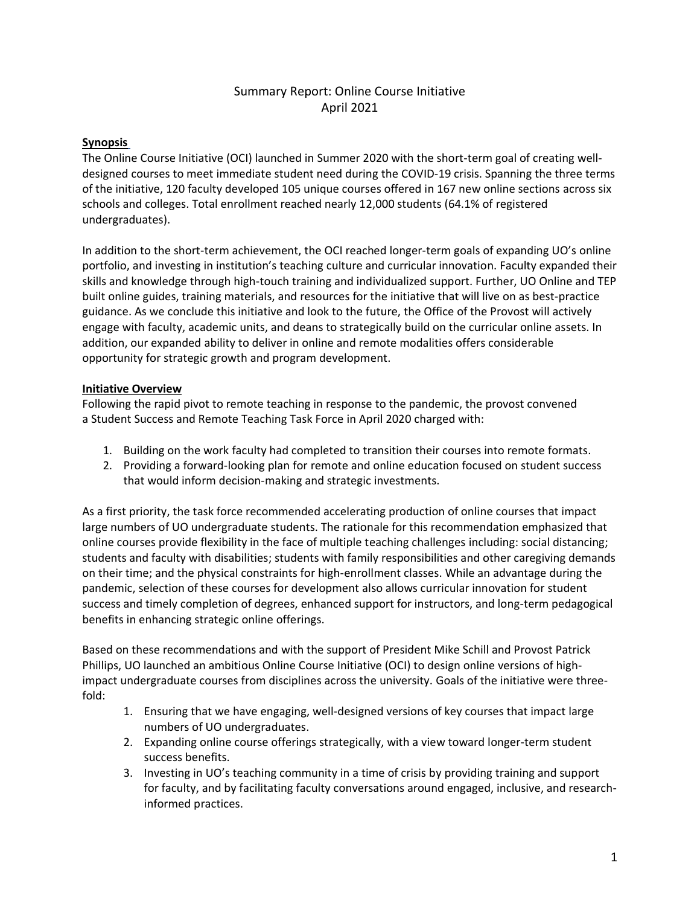# Summary Report: Online Course Initiative
April 2021

**Synopsis**

The Online Course Initiative (OCI) launched in Summer 2020 with the short-term goal of creating well-designed courses to meet immediate student need during the COVID-19 crisis. Spanning the three terms of the initiative, 120 faculty developed 105 unique courses offered in 167 new online sections across six schools and colleges. Total enrollment reached nearly 12,000 students (64.1% of registered undergraduates).

In addition to the short-term achievement, the OCI reached longer-term goals of expanding UO's online portfolio, and investing in institution's teaching culture and curricular innovation. Faculty expanded their skills and knowledge through high-touch training and individualized support. Further, UO Online and TEP built online guides, training materials, and resources for the initiative that will live on as best-practice guidance. As we conclude this initiative and look to the future, the Office of the Provost will actively engage with faculty, academic units, and deans to strategically build on the curricular online assets. In addition, our expanded ability to deliver in online and remote modalities offers considerable opportunity for strategic growth and program development.

**Initiative Overview**

Following the rapid pivot to remote teaching in response to the pandemic, the provost convened a Student Success and Remote Teaching Task Force in April 2020 charged with:

1. Building on the work faculty had completed to transition their courses into remote formats.
2. Providing a forward-looking plan for remote and online education focused on student success that would inform decision-making and strategic investments.

As a first priority, the task force recommended accelerating production of online courses that impact large numbers of UO undergraduate students. The rationale for this recommendation emphasized that online courses provide flexibility in the face of multiple teaching challenges including: social distancing; students and faculty with disabilities; students with family responsibilities and other caregiving demands on their time; and the physical constraints for high-enrollment classes. While an advantage during the pandemic, selection of these courses for development also allows curricular innovation for student success and timely completion of degrees, enhanced support for instructors, and long-term pedagogical benefits in enhancing strategic online offerings.

Based on these recommendations and with the support of President Mike Schill and Provost Patrick Phillips, UO launched an ambitious Online Course Initiative (OCI) to design online versions of high-impact undergraduate courses from disciplines across the university. Goals of the initiative were three-fold:

1. Ensuring that we have engaging, well-designed versions of key courses that impact large numbers of UO undergraduates.
2. Expanding online course offerings strategically, with a view toward longer-term student success benefits.
3. Investing in UO's teaching community in a time of crisis by providing training and support for faculty, and by facilitating faculty conversations around engaged, inclusive, and research-informed practices.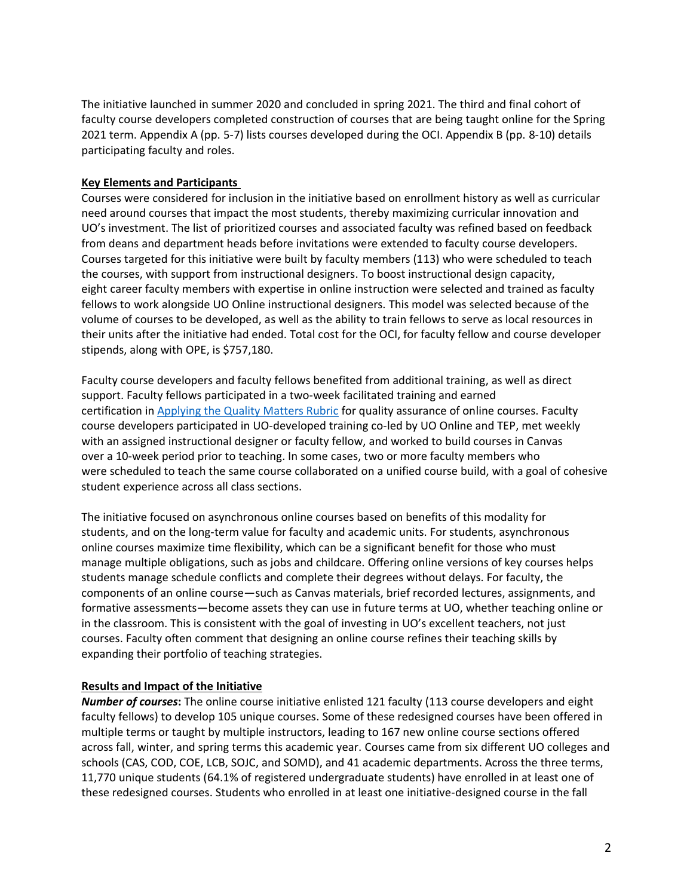The initiative launched in summer 2020 and concluded in spring 2021. The third and final cohort of faculty course developers completed construction of courses that are being taught online for the Spring 2021 term. Appendix A (pp. 5-7) lists courses developed during the OCI. Appendix B (pp. 8-10) details participating faculty and roles.

## Key Elements and Participants

Courses were considered for inclusion in the initiative based on enrollment history as well as curricular need around courses that impact the most students, thereby maximizing curricular innovation and UO's investment. The list of prioritized courses and associated faculty was refined based on feedback from deans and department heads before invitations were extended to faculty course developers. Courses targeted for this initiative were built by faculty members (113) who were scheduled to teach the courses, with support from instructional designers. To boost instructional design capacity, eight career faculty members with expertise in online instruction were selected and trained as faculty fellows to work alongside UO Online instructional designers. This model was selected because of the volume of courses to be developed, as well as the ability to train fellows to serve as local resources in their units after the initiative had ended. Total cost for the OCI, for faculty fellow and course developer stipends, along with OPE, is $757,180.

Faculty course developers and faculty fellows benefited from additional training, as well as direct support. Faculty fellows participated in a two-week facilitated training and earned certification in [Applying the Quality Matters Rubric] for quality assurance of online courses. Faculty course developers participated in UO-developed training co-led by UO Online and TEP, met weekly with an assigned instructional designer or faculty fellow, and worked to build courses in Canvas over a 10-week period prior to teaching. In some cases, two or more faculty members who were scheduled to teach the same course collaborated on a unified course build, with a goal of cohesive student experience across all class sections.

The initiative focused on asynchronous online courses based on benefits of this modality for students, and on the long-term value for faculty and academic units. For students, asynchronous online courses maximize time flexibility, which can be a significant benefit for those who must manage multiple obligations, such as jobs and childcare. Offering online versions of key courses helps students manage schedule conflicts and complete their degrees without delays. For faculty, the components of an online course—such as Canvas materials, brief recorded lectures, assignments, and formative assessments—become assets they can use in future terms at UO, whether teaching online or in the classroom. This is consistent with the goal of investing in UO's excellent teachers, not just courses. Faculty often comment that designing an online course refines their teaching skills by expanding their portfolio of teaching strategies.

## Results and Impact of the Initiative

***Number of courses*:** The online course initiative enlisted 121 faculty (113 course developers and eight faculty fellows) to develop 105 unique courses. Some of these redesigned courses have been offered in multiple terms or taught by multiple instructors, leading to 167 new online course sections offered across fall, winter, and spring terms this academic year. Courses came from six different UO colleges and schools (CAS, COD, COE, LCB, SOJC, and SOMD), and 41 academic departments. Across the three terms, 11,770 unique students (64.1% of registered undergraduate students) have enrolled in at least one of these redesigned courses. Students who enrolled in at least one initiative-designed course in the fall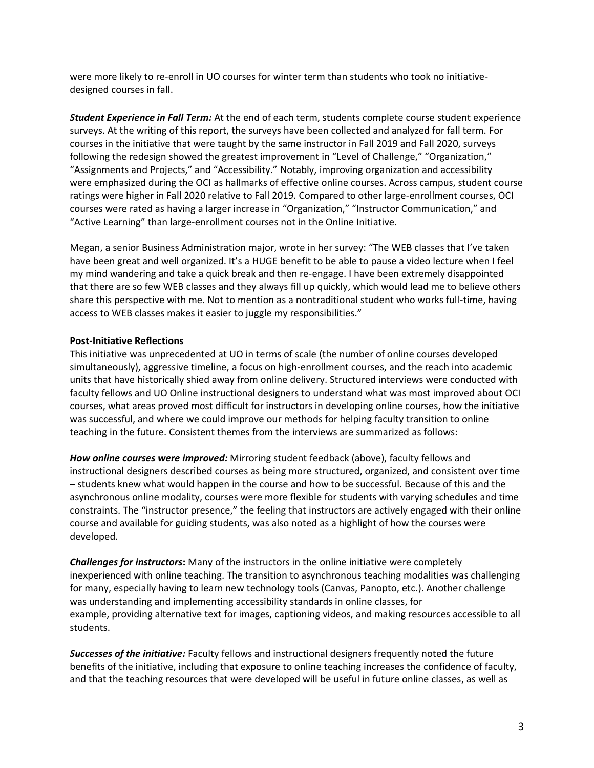were more likely to re-enroll in UO courses for winter term than students who took no initiative-designed courses in fall.

***Student Experience in Fall Term:*** At the end of each term, students complete course student experience surveys. At the writing of this report, the surveys have been collected and analyzed for fall term. For courses in the initiative that were taught by the same instructor in Fall 2019 and Fall 2020, surveys following the redesign showed the greatest improvement in "Level of Challenge," "Organization," "Assignments and Projects," and "Accessibility." Notably, improving organization and accessibility were emphasized during the OCI as hallmarks of effective online courses. Across campus, student course ratings were higher in Fall 2020 relative to Fall 2019. Compared to other large-enrollment courses, OCI courses were rated as having a larger increase in "Organization," "Instructor Communication," and "Active Learning" than large-enrollment courses not in the Online Initiative.

Megan, a senior Business Administration major, wrote in her survey: "The WEB classes that I've taken have been great and well organized. It's a HUGE benefit to be able to pause a video lecture when I feel my mind wandering and take a quick break and then re-engage. I have been extremely disappointed that there are so few WEB classes and they always fill up quickly, which would lead me to believe others share this perspective with me. Not to mention as a nontraditional student who works full-time, having access to WEB classes makes it easier to juggle my responsibilities."

## Post-Initiative Reflections

This initiative was unprecedented at UO in terms of scale (the number of online courses developed simultaneously), aggressive timeline, a focus on high-enrollment courses, and the reach into academic units that have historically shied away from online delivery. Structured interviews were conducted with faculty fellows and UO Online instructional designers to understand what was most improved about OCI courses, what areas proved most difficult for instructors in developing online courses, how the initiative was successful, and where we could improve our methods for helping faculty transition to online teaching in the future. Consistent themes from the interviews are summarized as follows:

***How online courses were improved:*** Mirroring student feedback (above), faculty fellows and instructional designers described courses as being more structured, organized, and consistent over time – students knew what would happen in the course and how to be successful. Because of this and the asynchronous online modality, courses were more flexible for students with varying schedules and time constraints. The "instructor presence," the feeling that instructors are actively engaged with their online course and available for guiding students, was also noted as a highlight of how the courses were developed.

***Challenges for instructors*:** Many of the instructors in the online initiative were completely inexperienced with online teaching. The transition to asynchronous teaching modalities was challenging for many, especially having to learn new technology tools (Canvas, Panopto, etc.). Another challenge was understanding and implementing accessibility standards in online classes, for example, providing alternative text for images, captioning videos, and making resources accessible to all students.

***Successes of the initiative:*** Faculty fellows and instructional designers frequently noted the future benefits of the initiative, including that exposure to online teaching increases the confidence of faculty, and that the teaching resources that were developed will be useful in future online classes, as well as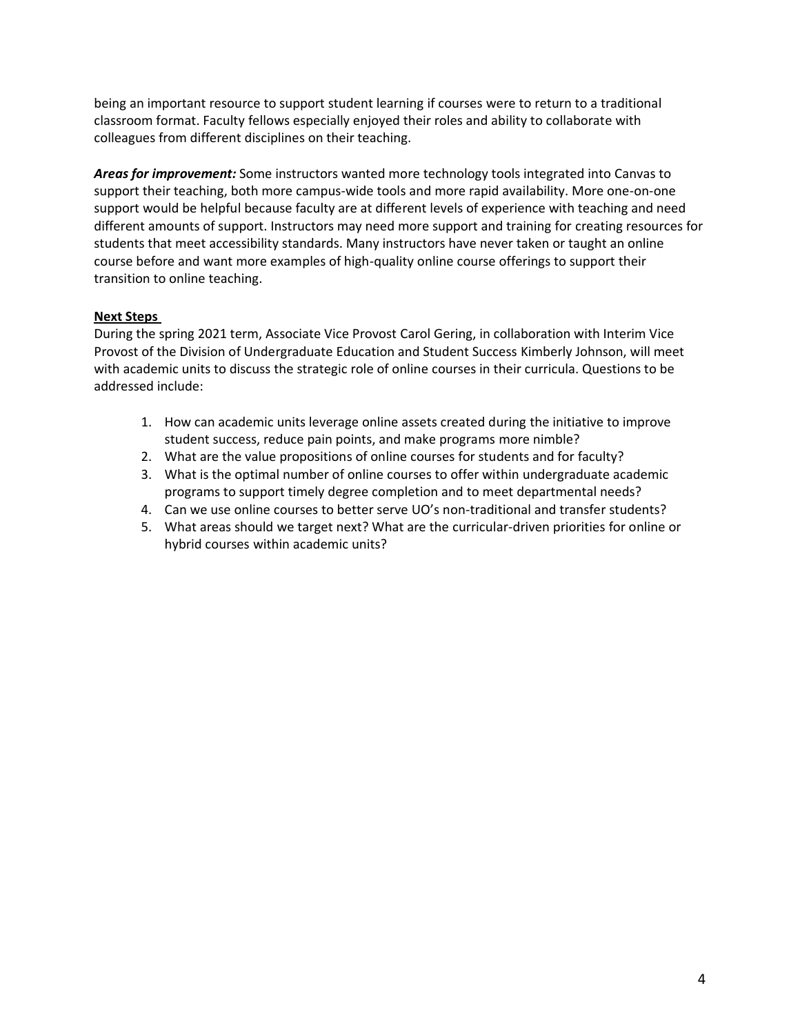being an important resource to support student learning if courses were to return to a traditional classroom format. Faculty fellows especially enjoyed their roles and ability to collaborate with colleagues from different disciplines on their teaching.

***Areas for improvement:*** Some instructors wanted more technology tools integrated into Canvas to support their teaching, both more campus-wide tools and more rapid availability. More one-on-one support would be helpful because faculty are at different levels of experience with teaching and need different amounts of support. Instructors may need more support and training for creating resources for students that meet accessibility standards. Many instructors have never taken or taught an online course before and want more examples of high-quality online course offerings to support their transition to online teaching.

**Next Steps**

During the spring 2021 term, Associate Vice Provost Carol Gering, in collaboration with Interim Vice Provost of the Division of Undergraduate Education and Student Success Kimberly Johnson, will meet with academic units to discuss the strategic role of online courses in their curricula. Questions to be addressed include:

1. How can academic units leverage online assets created during the initiative to improve student success, reduce pain points, and make programs more nimble?
2. What are the value propositions of online courses for students and for faculty?
3. What is the optimal number of online courses to offer within undergraduate academic programs to support timely degree completion and to meet departmental needs?
4. Can we use online courses to better serve UO's non-traditional and transfer students?
5. What areas should we target next? What are the curricular-driven priorities for online or hybrid courses within academic units?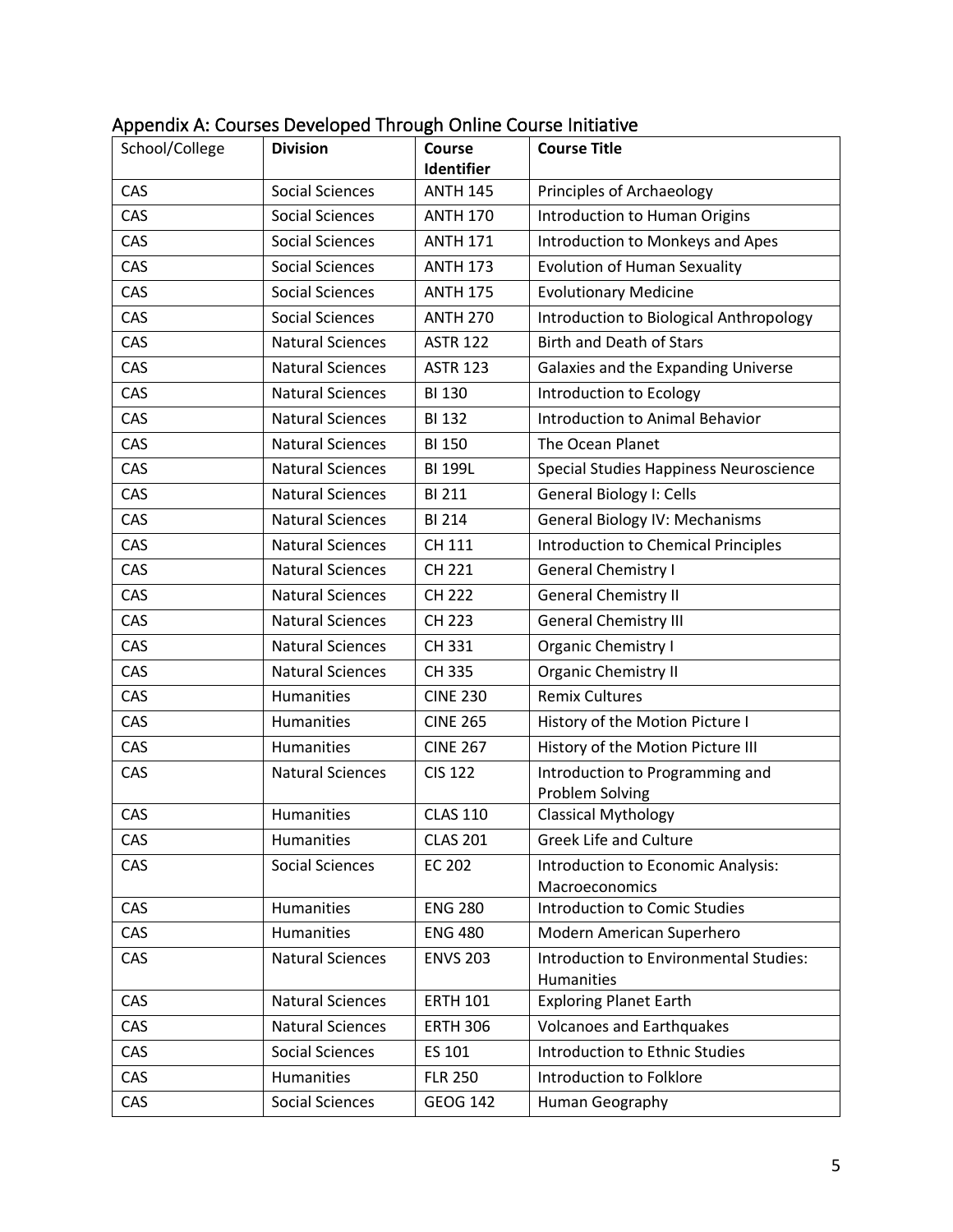## Appendix A: Courses Developed Through Online Course Initiative

| School/College | **Division** | **Course Identifier** | **Course Title** |
|---|---|---|---|
| CAS | Social Sciences | ANTH 145 | Principles of Archaeology |
| CAS | Social Sciences | ANTH 170 | Introduction to Human Origins |
| CAS | Social Sciences | ANTH 171 | Introduction to Monkeys and Apes |
| CAS | Social Sciences | ANTH 173 | Evolution of Human Sexuality |
| CAS | Social Sciences | ANTH 175 | Evolutionary Medicine |
| CAS | Social Sciences | ANTH 270 | Introduction to Biological Anthropology |
| CAS | Natural Sciences | ASTR 122 | Birth and Death of Stars |
| CAS | Natural Sciences | ASTR 123 | Galaxies and the Expanding Universe |
| CAS | Natural Sciences | BI 130 | Introduction to Ecology |
| CAS | Natural Sciences | BI 132 | Introduction to Animal Behavior |
| CAS | Natural Sciences | BI 150 | The Ocean Planet |
| CAS | Natural Sciences | BI 199L | Special Studies Happiness Neuroscience |
| CAS | Natural Sciences | BI 211 | General Biology I: Cells |
| CAS | Natural Sciences | BI 214 | General Biology IV: Mechanisms |
| CAS | Natural Sciences | CH 111 | Introduction to Chemical Principles |
| CAS | Natural Sciences | CH 221 | General Chemistry I |
| CAS | Natural Sciences | CH 222 | General Chemistry II |
| CAS | Natural Sciences | CH 223 | General Chemistry III |
| CAS | Natural Sciences | CH 331 | Organic Chemistry I |
| CAS | Natural Sciences | CH 335 | Organic Chemistry II |
| CAS | Humanities | CINE 230 | Remix Cultures |
| CAS | Humanities | CINE 265 | History of the Motion Picture I |
| CAS | Humanities | CINE 267 | History of the Motion Picture III |
| CAS | Natural Sciences | CIS 122 | Introduction to Programming and Problem Solving |
| CAS | Humanities | CLAS 110 | Classical Mythology |
| CAS | Humanities | CLAS 201 | Greek Life and Culture |
| CAS | Social Sciences | EC 202 | Introduction to Economic Analysis: Macroeconomics |
| CAS | Humanities | ENG 280 | Introduction to Comic Studies |
| CAS | Humanities | ENG 480 | Modern American Superhero |
| CAS | Natural Sciences | ENVS 203 | Introduction to Environmental Studies: Humanities |
| CAS | Natural Sciences | ERTH 101 | Exploring Planet Earth |
| CAS | Natural Sciences | ERTH 306 | Volcanoes and Earthquakes |
| CAS | Social Sciences | ES 101 | Introduction to Ethnic Studies |
| CAS | Humanities | FLR 250 | Introduction to Folklore |
| CAS | Social Sciences | GEOG 142 | Human Geography |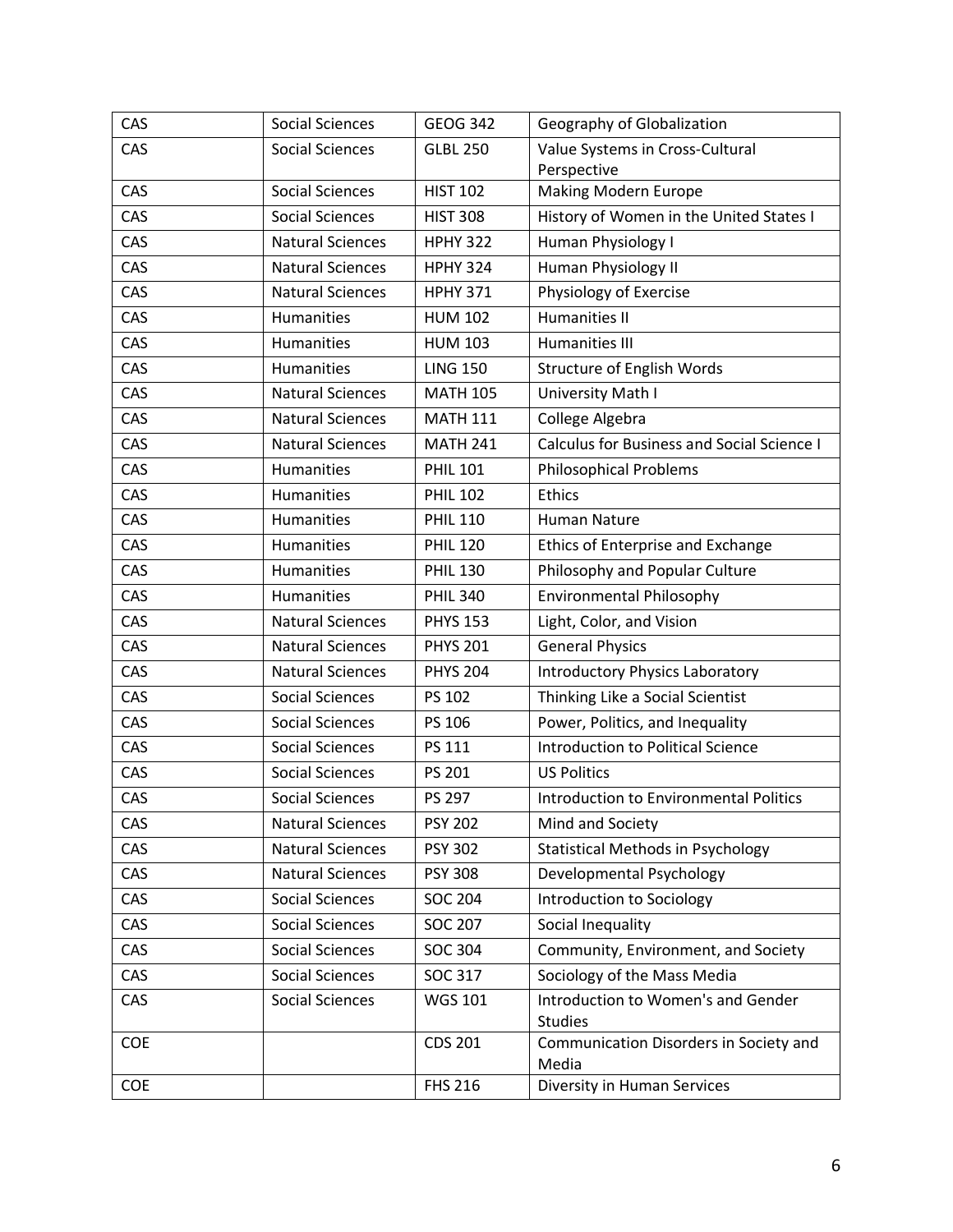| CAS | Social Sciences | GEOG 342 | Geography of Globalization |
|---|---|---|---|
| CAS | Social Sciences | GLBL 250 | Value Systems in Cross-Cultural Perspective |
| CAS | Social Sciences | HIST 102 | Making Modern Europe |
| CAS | Social Sciences | HIST 308 | History of Women in the United States I |
| CAS | Natural Sciences | HPHY 322 | Human Physiology I |
| CAS | Natural Sciences | HPHY 324 | Human Physiology II |
| CAS | Natural Sciences | HPHY 371 | Physiology of Exercise |
| CAS | Humanities | HUM 102 | Humanities II |
| CAS | Humanities | HUM 103 | Humanities III |
| CAS | Humanities | LING 150 | Structure of English Words |
| CAS | Natural Sciences | MATH 105 | University Math I |
| CAS | Natural Sciences | MATH 111 | College Algebra |
| CAS | Natural Sciences | MATH 241 | Calculus for Business and Social Science I |
| CAS | Humanities | PHIL 101 | Philosophical Problems |
| CAS | Humanities | PHIL 102 | Ethics |
| CAS | Humanities | PHIL 110 | Human Nature |
| CAS | Humanities | PHIL 120 | Ethics of Enterprise and Exchange |
| CAS | Humanities | PHIL 130 | Philosophy and Popular Culture |
| CAS | Humanities | PHIL 340 | Environmental Philosophy |
| CAS | Natural Sciences | PHYS 153 | Light, Color, and Vision |
| CAS | Natural Sciences | PHYS 201 | General Physics |
| CAS | Natural Sciences | PHYS 204 | Introductory Physics Laboratory |
| CAS | Social Sciences | PS 102 | Thinking Like a Social Scientist |
| CAS | Social Sciences | PS 106 | Power, Politics, and Inequality |
| CAS | Social Sciences | PS 111 | Introduction to Political Science |
| CAS | Social Sciences | PS 201 | US Politics |
| CAS | Social Sciences | PS 297 | Introduction to Environmental Politics |
| CAS | Natural Sciences | PSY 202 | Mind and Society |
| CAS | Natural Sciences | PSY 302 | Statistical Methods in Psychology |
| CAS | Natural Sciences | PSY 308 | Developmental Psychology |
| CAS | Social Sciences | SOC 204 | Introduction to Sociology |
| CAS | Social Sciences | SOC 207 | Social Inequality |
| CAS | Social Sciences | SOC 304 | Community, Environment, and Society |
| CAS | Social Sciences | SOC 317 | Sociology of the Mass Media |
| CAS | Social Sciences | WGS 101 | Introduction to Women's and Gender Studies |
| COE | | CDS 201 | Communication Disorders in Society and Media |
| COE | | FHS 216 | Diversity in Human Services |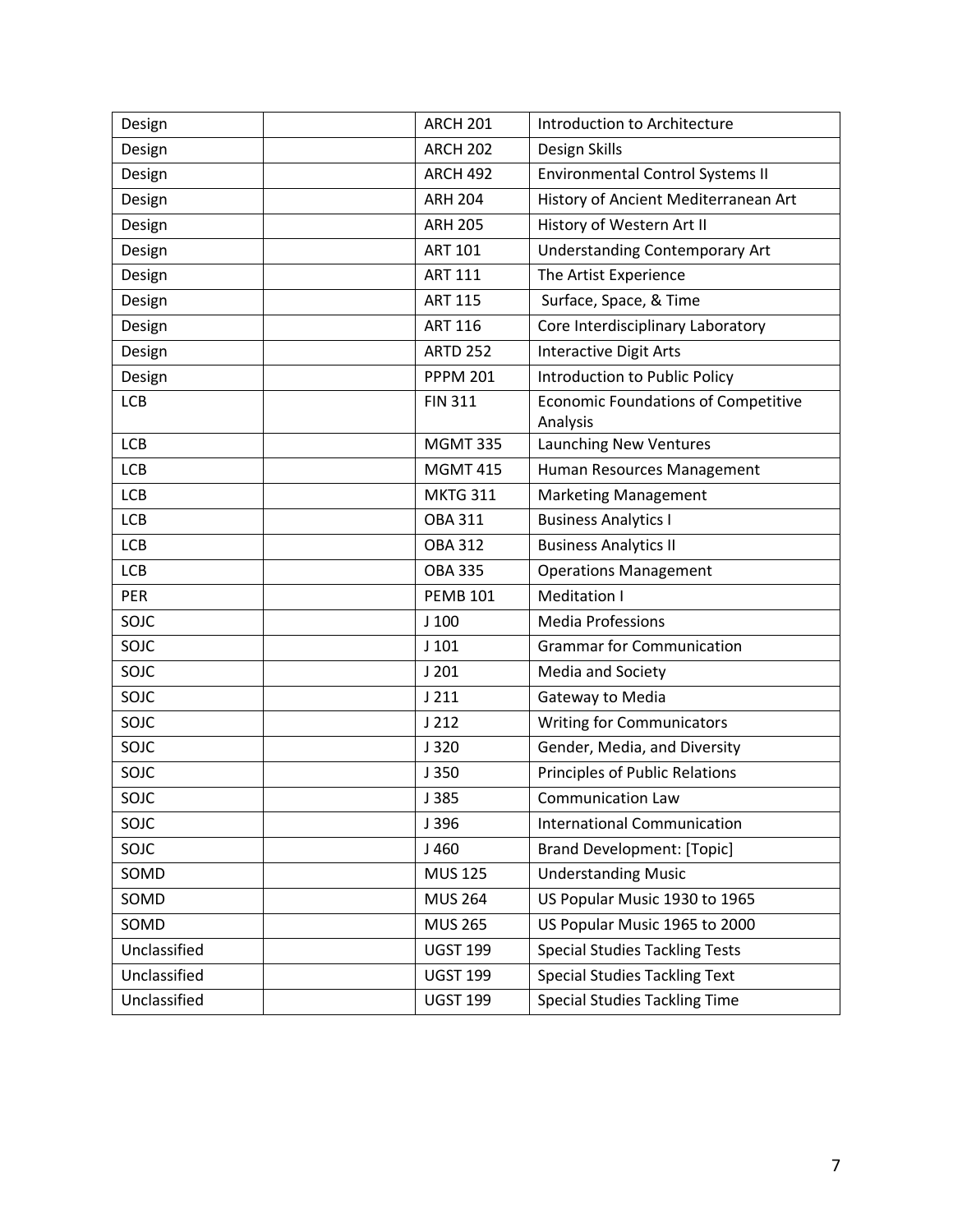| | | | |
|---|---|---|---|
| Design | | ARCH 201 | Introduction to Architecture |
| Design | | ARCH 202 | Design Skills |
| Design | | ARCH 492 | Environmental Control Systems II |
| Design | | ARH 204 | History of Ancient Mediterranean Art |
| Design | | ARH 205 | History of Western Art II |
| Design | | ART 101 | Understanding Contemporary Art |
| Design | | ART 111 | The Artist Experience |
| Design | | ART 115 | Surface, Space, & Time |
| Design | | ART 116 | Core Interdisciplinary Laboratory |
| Design | | ARTD 252 | Interactive Digit Arts |
| Design | | PPPM 201 | Introduction to Public Policy |
| LCB | | FIN 311 | Economic Foundations of Competitive Analysis |
| LCB | | MGMT 335 | Launching New Ventures |
| LCB | | MGMT 415 | Human Resources Management |
| LCB | | MKTG 311 | Marketing Management |
| LCB | | OBA 311 | Business Analytics I |
| LCB | | OBA 312 | Business Analytics II |
| LCB | | OBA 335 | Operations Management |
| PER | | PEMB 101 | Meditation I |
| SOJC | | J 100 | Media Professions |
| SOJC | | J 101 | Grammar for Communication |
| SOJC | | J 201 | Media and Society |
| SOJC | | J 211 | Gateway to Media |
| SOJC | | J 212 | Writing for Communicators |
| SOJC | | J 320 | Gender, Media, and Diversity |
| SOJC | | J 350 | Principles of Public Relations |
| SOJC | | J 385 | Communication Law |
| SOJC | | J 396 | International Communication |
| SOJC | | J 460 | Brand Development: [Topic] |
| SOMD | | MUS 125 | Understanding Music |
| SOMD | | MUS 264 | US Popular Music 1930 to 1965 |
| SOMD | | MUS 265 | US Popular Music 1965 to 2000 |
| Unclassified | | UGST 199 | Special Studies Tackling Tests |
| Unclassified | | UGST 199 | Special Studies Tackling Text |
| Unclassified | | UGST 199 | Special Studies Tackling Time |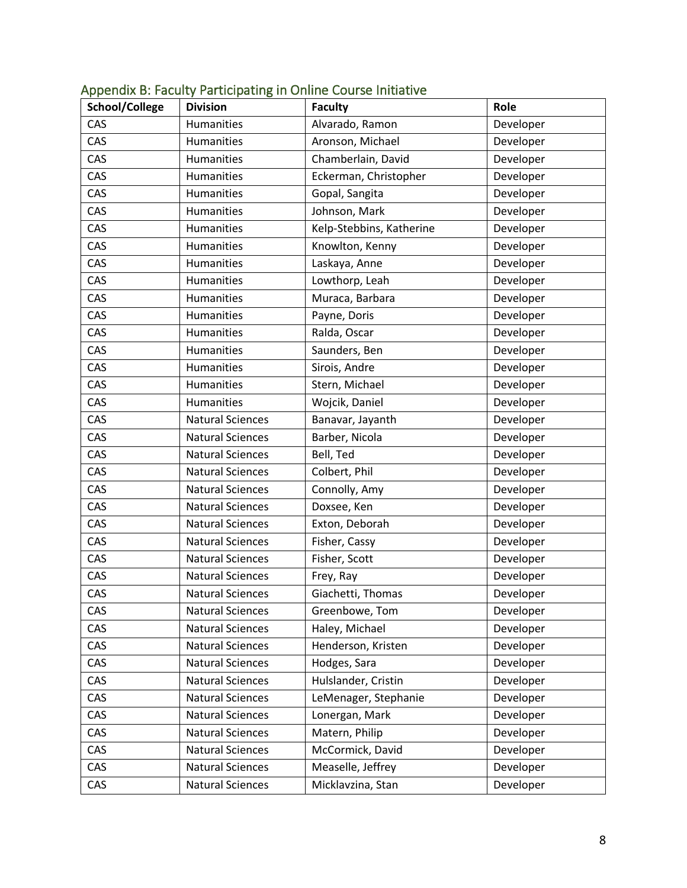## Appendix B: Faculty Participating in Online Course Initiative

| School/College | Division | Faculty | Role |
|---|---|---|---|
| CAS | Humanities | Alvarado, Ramon | Developer |
| CAS | Humanities | Aronson, Michael | Developer |
| CAS | Humanities | Chamberlain, David | Developer |
| CAS | Humanities | Eckerman, Christopher | Developer |
| CAS | Humanities | Gopal, Sangita | Developer |
| CAS | Humanities | Johnson, Mark | Developer |
| CAS | Humanities | Kelp-Stebbins, Katherine | Developer |
| CAS | Humanities | Knowlton, Kenny | Developer |
| CAS | Humanities | Laskaya, Anne | Developer |
| CAS | Humanities | Lowthorp, Leah | Developer |
| CAS | Humanities | Muraca, Barbara | Developer |
| CAS | Humanities | Payne, Doris | Developer |
| CAS | Humanities | Ralda, Oscar | Developer |
| CAS | Humanities | Saunders, Ben | Developer |
| CAS | Humanities | Sirois, Andre | Developer |
| CAS | Humanities | Stern, Michael | Developer |
| CAS | Humanities | Wojcik, Daniel | Developer |
| CAS | Natural Sciences | Banavar, Jayanth | Developer |
| CAS | Natural Sciences | Barber, Nicola | Developer |
| CAS | Natural Sciences | Bell, Ted | Developer |
| CAS | Natural Sciences | Colbert, Phil | Developer |
| CAS | Natural Sciences | Connolly, Amy | Developer |
| CAS | Natural Sciences | Doxsee, Ken | Developer |
| CAS | Natural Sciences | Exton, Deborah | Developer |
| CAS | Natural Sciences | Fisher, Cassy | Developer |
| CAS | Natural Sciences | Fisher, Scott | Developer |
| CAS | Natural Sciences | Frey, Ray | Developer |
| CAS | Natural Sciences | Giachetti, Thomas | Developer |
| CAS | Natural Sciences | Greenbowe, Tom | Developer |
| CAS | Natural Sciences | Haley, Michael | Developer |
| CAS | Natural Sciences | Henderson, Kristen | Developer |
| CAS | Natural Sciences | Hodges, Sara | Developer |
| CAS | Natural Sciences | Hulslander, Cristin | Developer |
| CAS | Natural Sciences | LeMenager, Stephanie | Developer |
| CAS | Natural Sciences | Lonergan, Mark | Developer |
| CAS | Natural Sciences | Matern, Philip | Developer |
| CAS | Natural Sciences | McCormick, David | Developer |
| CAS | Natural Sciences | Measelle, Jeffrey | Developer |
| CAS | Natural Sciences | Micklavzina, Stan | Developer |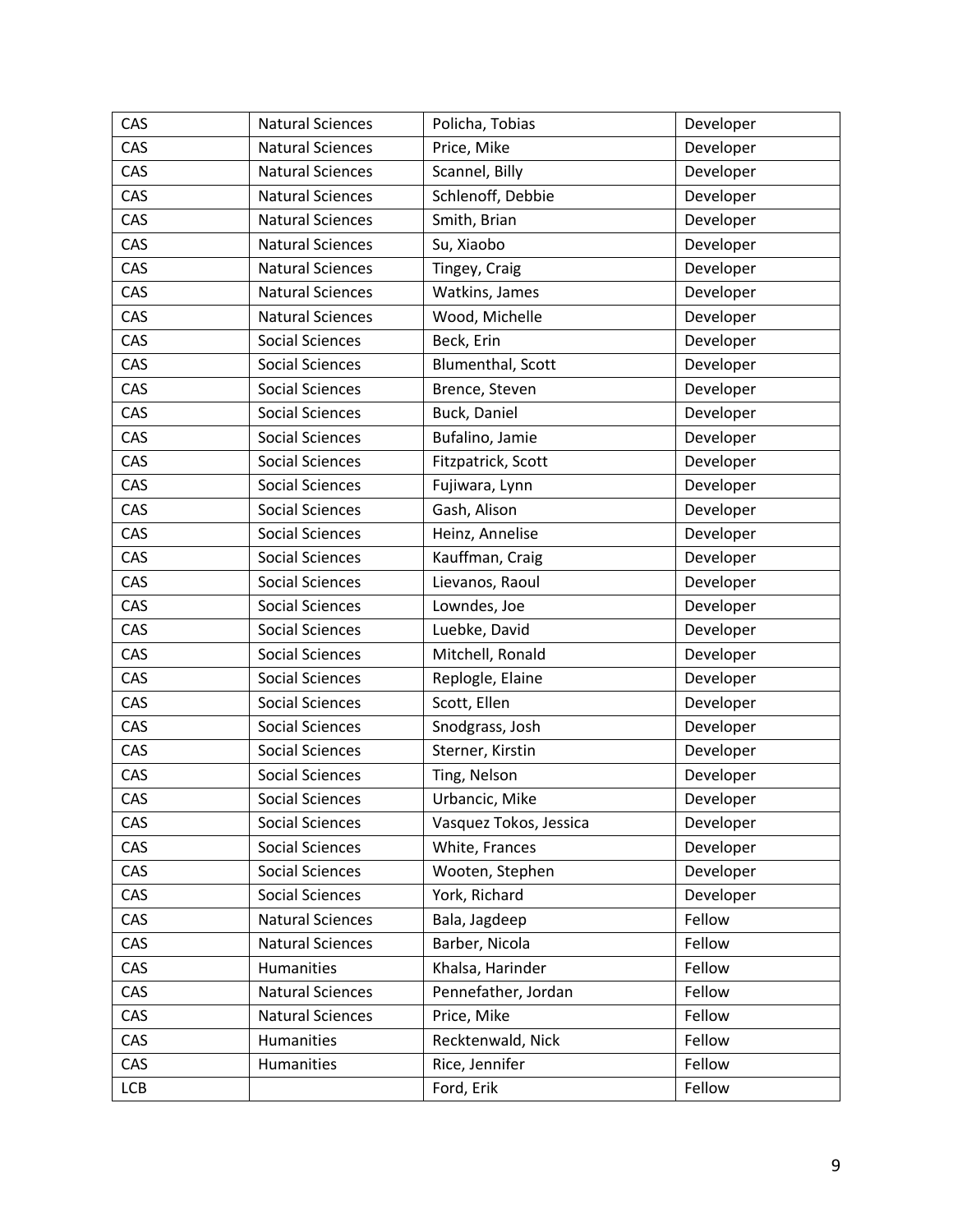| CAS | Natural Sciences | Policha, Tobias | Developer |
|---|---|---|---|
| CAS | Natural Sciences | Price, Mike | Developer |
| CAS | Natural Sciences | Scannel, Billy | Developer |
| CAS | Natural Sciences | Schlenoff, Debbie | Developer |
| CAS | Natural Sciences | Smith, Brian | Developer |
| CAS | Natural Sciences | Su, Xiaobo | Developer |
| CAS | Natural Sciences | Tingey, Craig | Developer |
| CAS | Natural Sciences | Watkins, James | Developer |
| CAS | Natural Sciences | Wood, Michelle | Developer |
| CAS | Social Sciences | Beck, Erin | Developer |
| CAS | Social Sciences | Blumenthal, Scott | Developer |
| CAS | Social Sciences | Brence, Steven | Developer |
| CAS | Social Sciences | Buck, Daniel | Developer |
| CAS | Social Sciences | Bufalino, Jamie | Developer |
| CAS | Social Sciences | Fitzpatrick, Scott | Developer |
| CAS | Social Sciences | Fujiwara, Lynn | Developer |
| CAS | Social Sciences | Gash, Alison | Developer |
| CAS | Social Sciences | Heinz, Annelise | Developer |
| CAS | Social Sciences | Kauffman, Craig | Developer |
| CAS | Social Sciences | Lievanos, Raoul | Developer |
| CAS | Social Sciences | Lowndes, Joe | Developer |
| CAS | Social Sciences | Luebke, David | Developer |
| CAS | Social Sciences | Mitchell, Ronald | Developer |
| CAS | Social Sciences | Replogle, Elaine | Developer |
| CAS | Social Sciences | Scott, Ellen | Developer |
| CAS | Social Sciences | Snodgrass, Josh | Developer |
| CAS | Social Sciences | Sterner, Kirstin | Developer |
| CAS | Social Sciences | Ting, Nelson | Developer |
| CAS | Social Sciences | Urbancic, Mike | Developer |
| CAS | Social Sciences | Vasquez Tokos, Jessica | Developer |
| CAS | Social Sciences | White, Frances | Developer |
| CAS | Social Sciences | Wooten, Stephen | Developer |
| CAS | Social Sciences | York, Richard | Developer |
| CAS | Natural Sciences | Bala, Jagdeep | Fellow |
| CAS | Natural Sciences | Barber, Nicola | Fellow |
| CAS | Humanities | Khalsa, Harinder | Fellow |
| CAS | Natural Sciences | Pennefather, Jordan | Fellow |
| CAS | Natural Sciences | Price, Mike | Fellow |
| CAS | Humanities | Recktenwald, Nick | Fellow |
| CAS | Humanities | Rice, Jennifer | Fellow |
| LCB | | Ford, Erik | Fellow |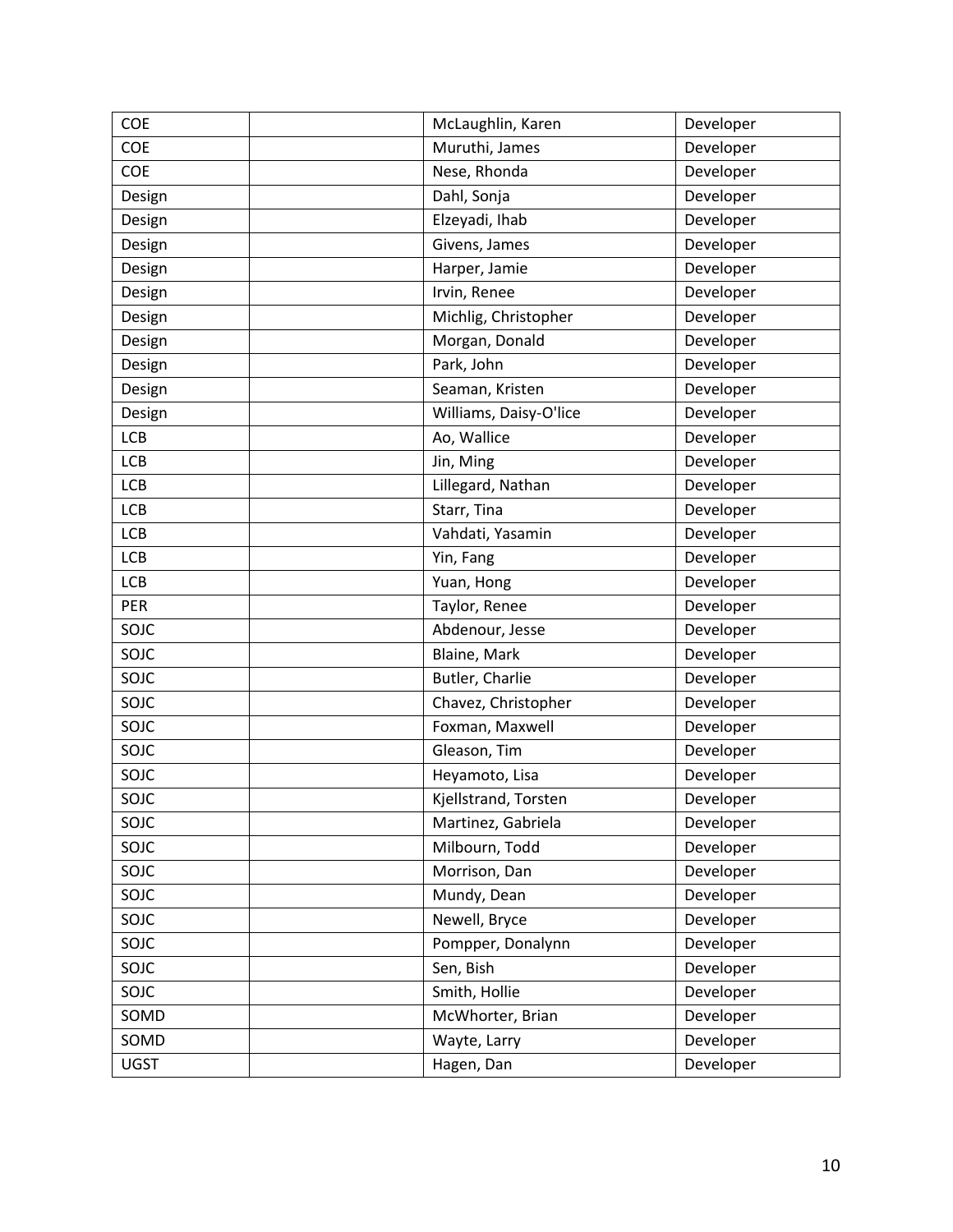| | | | |
|---|---|---|---|
| COE | | McLaughlin, Karen | Developer |
| COE | | Muruthi, James | Developer |
| COE | | Nese, Rhonda | Developer |
| Design | | Dahl, Sonja | Developer |
| Design | | Elzeyadi, Ihab | Developer |
| Design | | Givens, James | Developer |
| Design | | Harper, Jamie | Developer |
| Design | | Irvin, Renee | Developer |
| Design | | Michlig, Christopher | Developer |
| Design | | Morgan, Donald | Developer |
| Design | | Park, John | Developer |
| Design | | Seaman, Kristen | Developer |
| Design | | Williams, Daisy-O'lice | Developer |
| LCB | | Ao, Wallice | Developer |
| LCB | | Jin, Ming | Developer |
| LCB | | Lillegard, Nathan | Developer |
| LCB | | Starr, Tina | Developer |
| LCB | | Vahdati, Yasamin | Developer |
| LCB | | Yin, Fang | Developer |
| LCB | | Yuan, Hong | Developer |
| PER | | Taylor, Renee | Developer |
| SOJC | | Abdenour, Jesse | Developer |
| SOJC | | Blaine, Mark | Developer |
| SOJC | | Butler, Charlie | Developer |
| SOJC | | Chavez, Christopher | Developer |
| SOJC | | Foxman, Maxwell | Developer |
| SOJC | | Gleason, Tim | Developer |
| SOJC | | Heyamoto, Lisa | Developer |
| SOJC | | Kjellstrand, Torsten | Developer |
| SOJC | | Martinez, Gabriela | Developer |
| SOJC | | Milbourn, Todd | Developer |
| SOJC | | Morrison, Dan | Developer |
| SOJC | | Mundy, Dean | Developer |
| SOJC | | Newell, Bryce | Developer |
| SOJC | | Pompper, Donalynn | Developer |
| SOJC | | Sen, Bish | Developer |
| SOJC | | Smith, Hollie | Developer |
| SOMD | | McWhorter, Brian | Developer |
| SOMD | | Wayte, Larry | Developer |
| UGST | | Hagen, Dan | Developer |